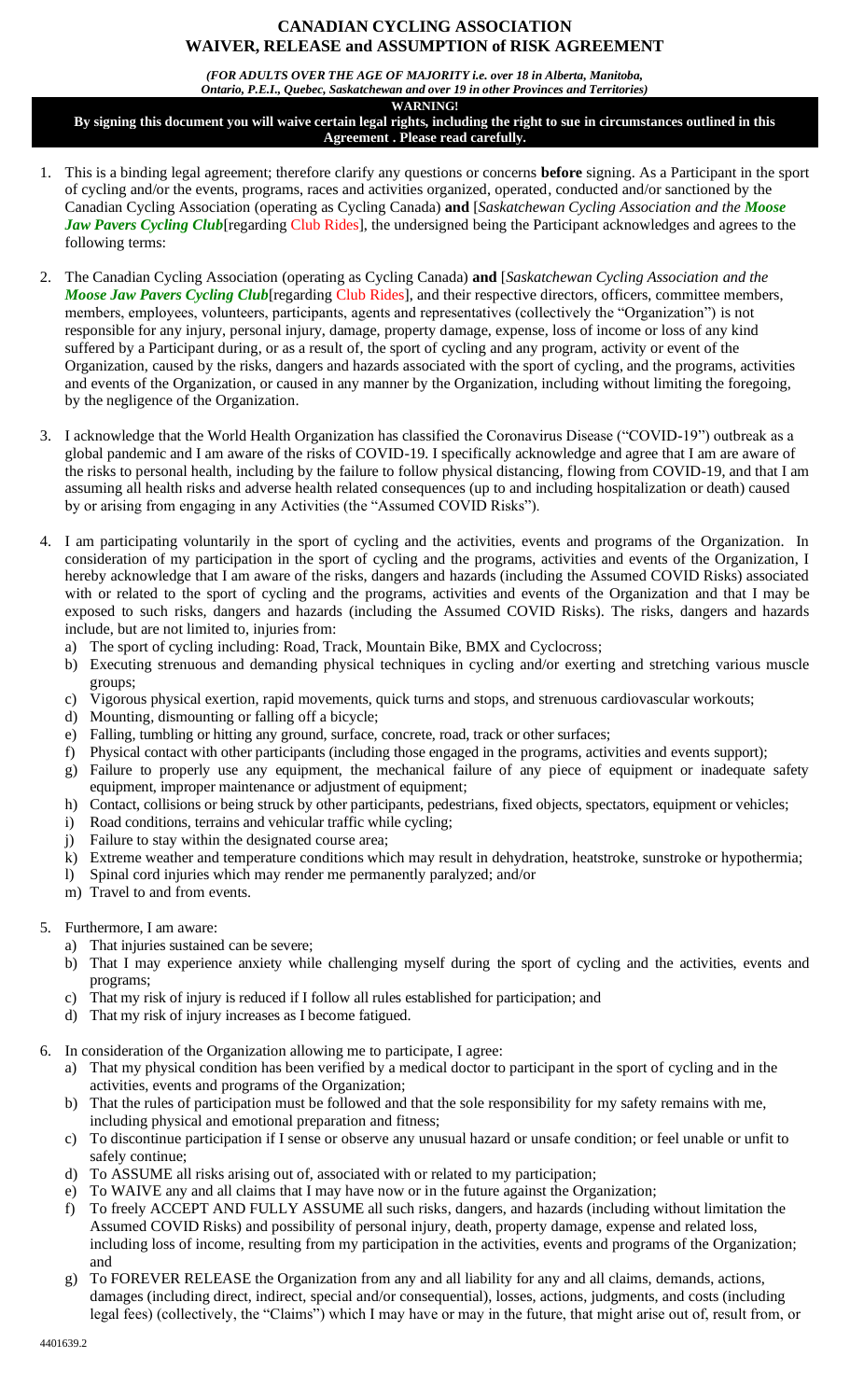# CANADIAN CYCLING ASSOCIATION
# WAIVER, RELEASE and ASSUMPTION of RISK AGREEMENT

***(FOR ADULTS OVER THE AGE OF MAJORITY i.e. over 18 in Alberta, Manitoba, Ontario, P.E.I., Quebec, Saskatchewan and over 19 in other Provinces and Territories)***

**WARNING!**
**By signing this document you will waive certain legal rights, including the right to sue in circumstances outlined in this Agreement . Please read carefully.**

1. This is a binding legal agreement; therefore clarify any questions or concerns **before** signing. As a Participant in the sport of cycling and/or the events, programs, races and activities organized, operated, conducted and/or sanctioned by the Canadian Cycling Association (operating as Cycling Canada) **and** [*Saskatchewan Cycling Association and the **Moose Jaw Pavers Cycling Club***[regarding Club Rides], the undersigned being the Participant acknowledges and agrees to the following terms:

2. The Canadian Cycling Association (operating as Cycling Canada) **and** [*Saskatchewan Cycling Association and the **Moose Jaw Pavers Cycling Club***[regarding Club Rides], and their respective directors, officers, committee members, members, employees, volunteers, participants, agents and representatives (collectively the "Organization") is not responsible for any injury, personal injury, damage, property damage, expense, loss of income or loss of any kind suffered by a Participant during, or as a result of, the sport of cycling and any program, activity or event of the Organization, caused by the risks, dangers and hazards associated with the sport of cycling, and the programs, activities and events of the Organization, or caused in any manner by the Organization, including without limiting the foregoing, by the negligence of the Organization.

3. I acknowledge that the World Health Organization has classified the Coronavirus Disease ("COVID-19") outbreak as a global pandemic and I am aware of the risks of COVID-19. I specifically acknowledge and agree that I am aware of the risks to personal health, including by the failure to follow physical distancing, flowing from COVID-19, and that I am assuming all health risks and adverse health related consequences (up to and including hospitalization or death) caused by or arising from engaging in any Activities (the "Assumed COVID Risks").

4. I am participating voluntarily in the sport of cycling and the activities, events and programs of the Organization. In consideration of my participation in the sport of cycling and the programs, activities and events of the Organization, I hereby acknowledge that I am aware of the risks, dangers and hazards (including the Assumed COVID Risks) associated with or related to the sport of cycling and the programs, activities and events of the Organization and that I may be exposed to such risks, dangers and hazards (including the Assumed COVID Risks). The risks, dangers and hazards include, but are not limited to, injuries from:
   a) The sport of cycling including: Road, Track, Mountain Bike, BMX and Cyclocross;
   b) Executing strenuous and demanding physical techniques in cycling and/or exerting and stretching various muscle groups;
   c) Vigorous physical exertion, rapid movements, quick turns and stops, and strenuous cardiovascular workouts;
   d) Mounting, dismounting or falling off a bicycle;
   e) Falling, tumbling or hitting any ground, surface, concrete, road, track or other surfaces;
   f) Physical contact with other participants (including those engaged in the programs, activities and events support);
   g) Failure to properly use any equipment, the mechanical failure of any piece of equipment or inadequate safety equipment, improper maintenance or adjustment of equipment;
   h) Contact, collisions or being struck by other participants, pedestrians, fixed objects, spectators, equipment or vehicles;
   i) Road conditions, terrains and vehicular traffic while cycling;
   j) Failure to stay within the designated course area;
   k) Extreme weather and temperature conditions which may result in dehydration, heatstroke, sunstroke or hypothermia;
   l) Spinal cord injuries which may render me permanently paralyzed; and/or
   m) Travel to and from events.

5. Furthermore, I am aware:
   a) That injuries sustained can be severe;
   b) That I may experience anxiety while challenging myself during the sport of cycling and the activities, events and programs;
   c) That my risk of injury is reduced if I follow all rules established for participation; and
   d) That my risk of injury increases as I become fatigued.

6. In consideration of the Organization allowing me to participate, I agree:
   a) That my physical condition has been verified by a medical doctor to participant in the sport of cycling and in the activities, events and programs of the Organization;
   b) That the rules of participation must be followed and that the sole responsibility for my safety remains with me, including physical and emotional preparation and fitness;
   c) To discontinue participation if I sense or observe any unusual hazard or unsafe condition; or feel unable or unfit to safely continue;
   d) To ASSUME all risks arising out of, associated with or related to my participation;
   e) To WAIVE any and all claims that I may have now or in the future against the Organization;
   f) To freely ACCEPT AND FULLY ASSUME all such risks, dangers, and hazards (including without limitation the Assumed COVID Risks) and possibility of personal injury, death, property damage, expense and related loss, including loss of income, resulting from my participation in the activities, events and programs of the Organization; and
   g) To FOREVER RELEASE the Organization from any and all liability for any and all claims, demands, actions, damages (including direct, indirect, special and/or consequential), losses, actions, judgments, and costs (including legal fees) (collectively, the "Claims") which I may have or may in the future, that might arise out of, result from, or

4401639.2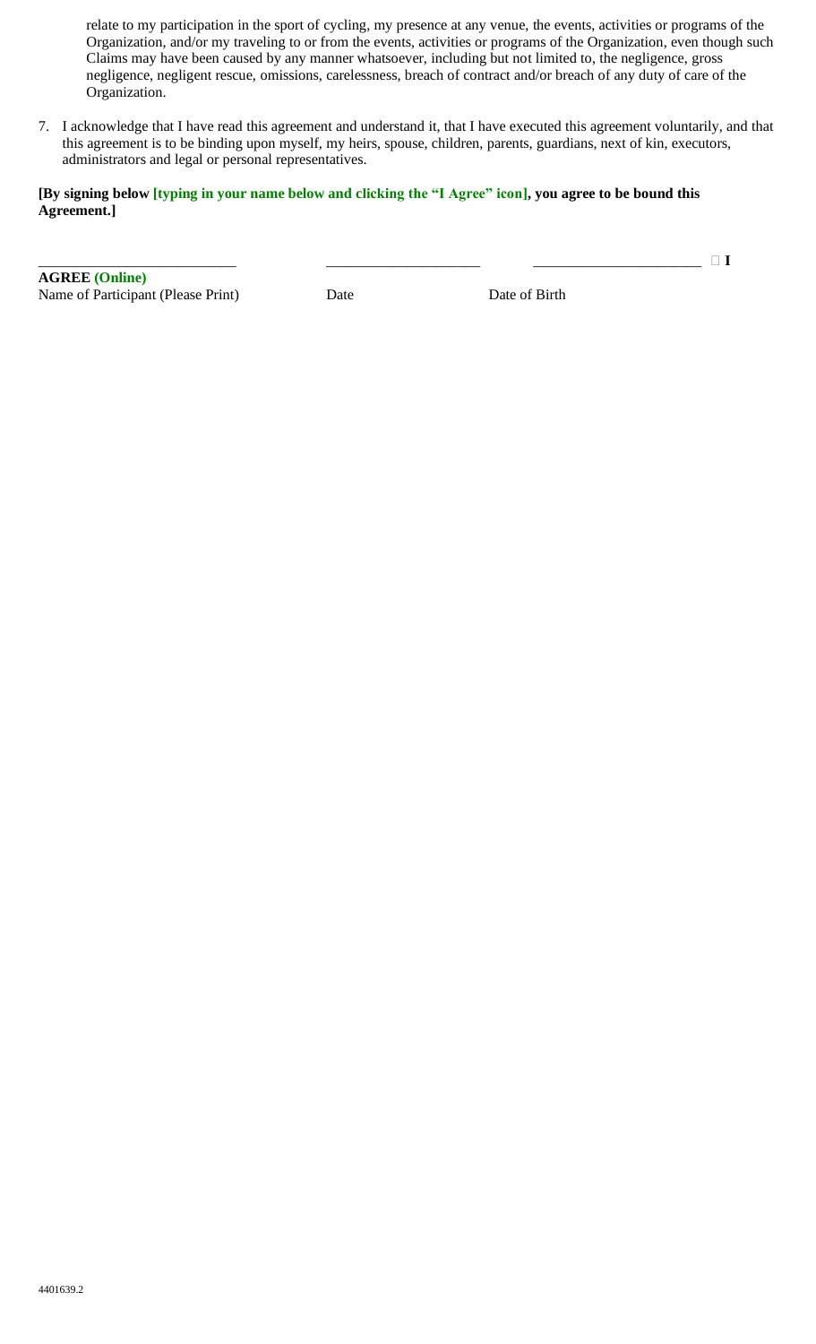relate to my participation in the sport of cycling, my presence at any venue, the events, activities or programs of the Organization, and/or my traveling to or from the events, activities or programs of the Organization, even though such Claims may have been caused by any manner whatsoever, including but not limited to, the negligence, gross negligence, negligent rescue, omissions, carelessness, breach of contract and/or breach of any duty of care of the Organization.

7. I acknowledge that I have read this agreement and understand it, that I have executed this agreement voluntarily, and that this agreement is to be binding upon myself, my heirs, spouse, children, parents, guardians, next of kin, executors, administrators and legal or personal representatives.

**[By signing below [typing in your name below and clicking the "I Agree" icon], you agree to be bound this Agreement.]**

\_\_\_\_\_\_\_\_\_\_\_\_\_\_\_\_\_\_\_\_\_\_\_\_\_\_ \_\_\_\_\_\_\_\_\_\_\_\_\_\_\_\_\_\_\_\_\_\_ \_\_\_\_\_\_\_\_\_\_\_\_\_\_\_\_\_\_\_\_\_\_\_\_ ☐ **I AGREE (Online)**

Name of Participant (Please Print) Date Date of Birth

4401639.2